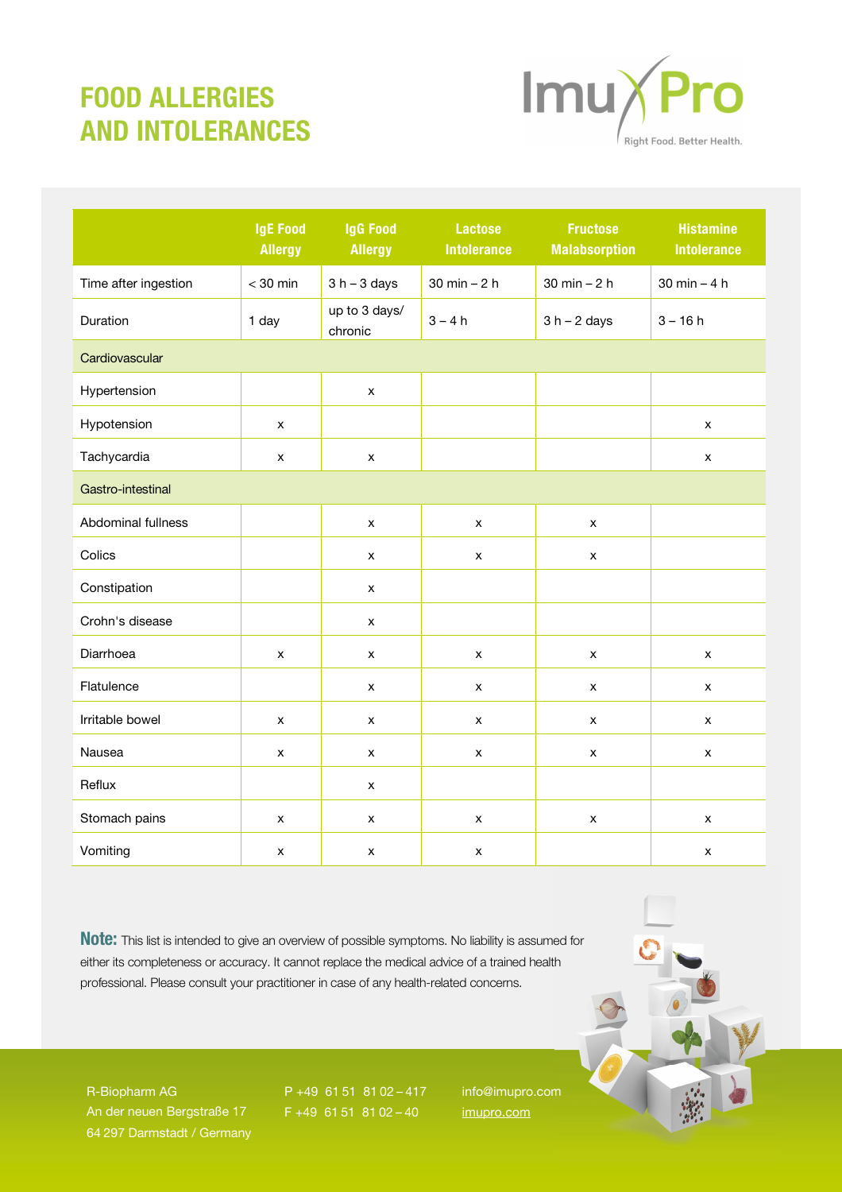# FOOD ALLERGIES AND INTOLERANCES

ImuPro
Right Food. Better Health.

| | IgE Food Allergy | IgG Food Allergy | Lactose Intolerance | Fructose Malabsorption | Histamine Intolerance |
|---|---|---|---|---|---|
| Time after ingestion | < 30 min | 3 h – 3 days | 30 min – 2 h | 30 min – 2 h | 30 min – 4 h |
| Duration | 1 day | up to 3 days/ chronic | 3 – 4 h | 3 h – 2 days | 3 – 16 h |
| **Cardiovascular** | | | | | |
| Hypertension | | x | | | |
| Hypotension | x | | | | x |
| Tachycardia | x | x | | | x |
| **Gastro-intestinal** | | | | | |
| Abdominal fullness | | x | x | x | |
| Colics | | x | x | x | |
| Constipation | | x | | | |
| Crohn's disease | | x | | | |
| Diarrhoea | x | x | x | x | x |
| Flatulence | | x | x | x | x |
| Irritable bowel | x | x | x | x | x |
| Nausea | x | x | x | x | x |
| Reflux | | x | | | |
| Stomach pains | x | x | x | x | x |
| Vomiting | x | x | x | | x |

**Note:** This list is intended to give an overview of possible symptoms. No liability is assumed for either its completeness or accuracy. It cannot replace the medical advice of a trained health professional. Please consult your practitioner in case of any health-related concerns.

R-Biopharm AG
An der neuen Bergstraße 17
64 297 Darmstadt / Germany

P +49 61 51 81 02 – 417
F +49 61 51 81 02 – 40

info@imupro.com
imupro.com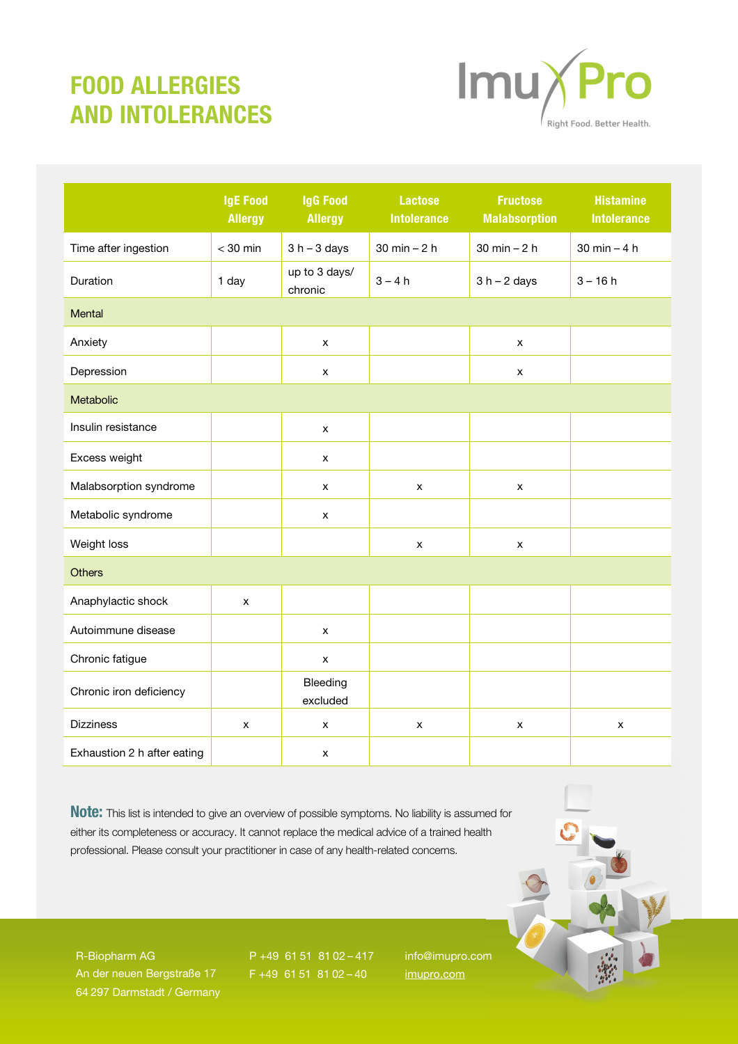# FOOD ALLERGIES AND INTOLERANCES

ImuPro
Right Food. Better Health.

| | IgE Food Allergy | IgG Food Allergy | Lactose Intolerance | Fructose Malabsorption | Histamine Intolerance |
|---|---|---|---|---|---|
| Time after ingestion | < 30 min | 3 h – 3 days | 30 min – 2 h | 30 min – 2 h | 30 min – 4 h |
| Duration | 1 day | up to 3 days/ chronic | 3 – 4 h | 3 h – 2 days | 3 – 16 h |
| **Mental** | | | | | |
| Anxiety | | x | | x | |
| Depression | | x | | x | |
| **Metabolic** | | | | | |
| Insulin resistance | | x | | | |
| Excess weight | | x | | | |
| Malabsorption syndrome | | x | x | x | |
| Metabolic syndrome | | x | | | |
| Weight loss | | | x | x | |
| **Others** | | | | | |
| Anaphylactic shock | x | | | | |
| Autoimmune disease | | x | | | |
| Chronic fatigue | | x | | | |
| Chronic iron deficiency | | Bleeding excluded | | | |
| Dizziness | x | x | x | x | x |
| Exhaustion 2 h after eating | | x | | | |

**Note:** This list is intended to give an overview of possible symptoms. No liability is assumed for either its completeness or accuracy. It cannot replace the medical advice of a trained health professional. Please consult your practitioner in case of any health-related concerns.

R-Biopharm AG
An der neuen Bergstraße 17
64 297 Darmstadt / Germany

P +49 61 51 81 02 – 417
F +49 61 51 81 02 – 40

info@imupro.com
imupro.com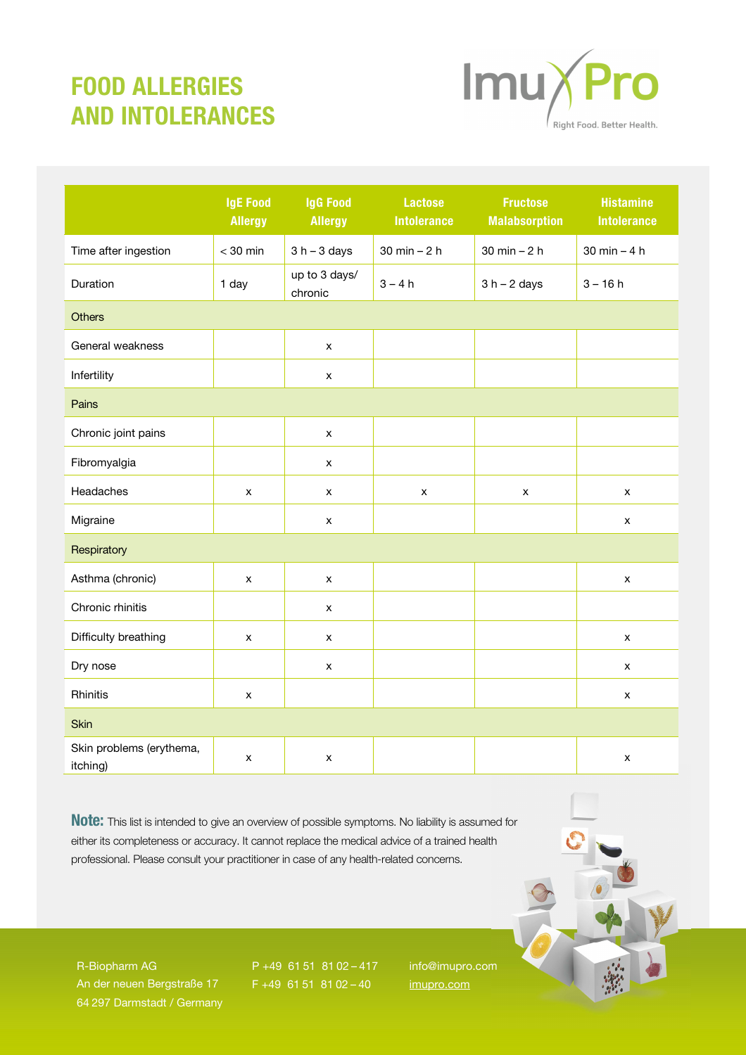# FOOD ALLERGIES AND INTOLERANCES

ImuPro
Right Food. Better Health.

| | IgE Food Allergy | IgG Food Allergy | Lactose Intolerance | Fructose Malabsorption | Histamine Intolerance |
|---|---|---|---|---|---|
| Time after ingestion | < 30 min | 3 h – 3 days | 30 min – 2 h | 30 min – 2 h | 30 min – 4 h |
| Duration | 1 day | up to 3 days/ chronic | 3 – 4 h | 3 h – 2 days | 3 – 16 h |
| **Others** | | | | | |
| General weakness | | x | | | |
| Infertility | | x | | | |
| **Pains** | | | | | |
| Chronic joint pains | | x | | | |
| Fibromyalgia | | x | | | |
| Headaches | x | x | x | x | x |
| Migraine | | x | | | x |
| **Respiratory** | | | | | |
| Asthma (chronic) | x | x | | | x |
| Chronic rhinitis | | x | | | |
| Difficulty breathing | x | x | | | x |
| Dry nose | | x | | | x |
| Rhinitis | x | | | | x |
| **Skin** | | | | | |
| Skin problems (erythema, itching) | x | x | | | x |

**Note:** This list is intended to give an overview of possible symptoms. No liability is assumed for either its completeness or accuracy. It cannot replace the medical advice of a trained health professional. Please consult your practitioner in case of any health-related concerns.

R-Biopharm AG
An der neuen Bergstraße 17
64 297 Darmstadt / Germany

P +49 61 51 81 02 – 417
F +49 61 51 81 02 – 40

info@imupro.com
imupro.com